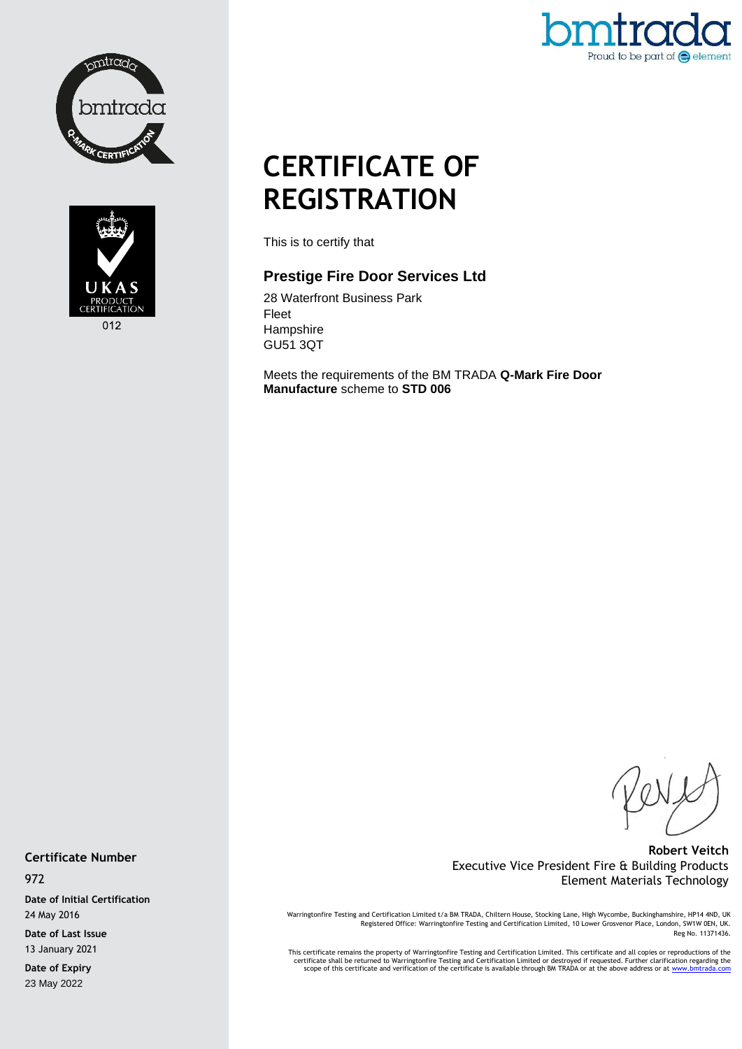# CERTIFICATE OF REGISTRATION

This is to certify that

### Prestige Fire Door Services Ltd

28 Waterfront Business Park
Fleet
Hampshire
GU51 3QT

Meets the requirements of the BM TRADA **Q-Mark Fire Door Manufacture** scheme to **STD 006**

**Robert Veitch**
Executive Vice President Fire & Building Products
Element Materials Technology

**Certificate Number**
972

**Date of Initial Certification**
24 May 2016

**Date of Last Issue**
13 January 2021

**Date of Expiry**
23 May 2022

Warringtonfire Testing and Certification Limited t/a BM TRADA, Chiltern House, Stocking Lane, High Wycombe, Buckinghamshire, HP14 4ND, UK
Registered Office: Warringtonfire Testing and Certification Limited, 10 Lower Grosvenor Place, London, SW1W 0EN, UK.
Reg No. 11371436.

This certificate remains the property of Warringtonfire Testing and Certification Limited. This certificate and all copies or reproductions of the certificate shall be returned to Warringtonfire Testing and Certification Limited or destroyed if requested. Further clarification regarding the scope of this certificate and verification of the certificate is available through BM TRADA or at the above address or at www.bmtrada.com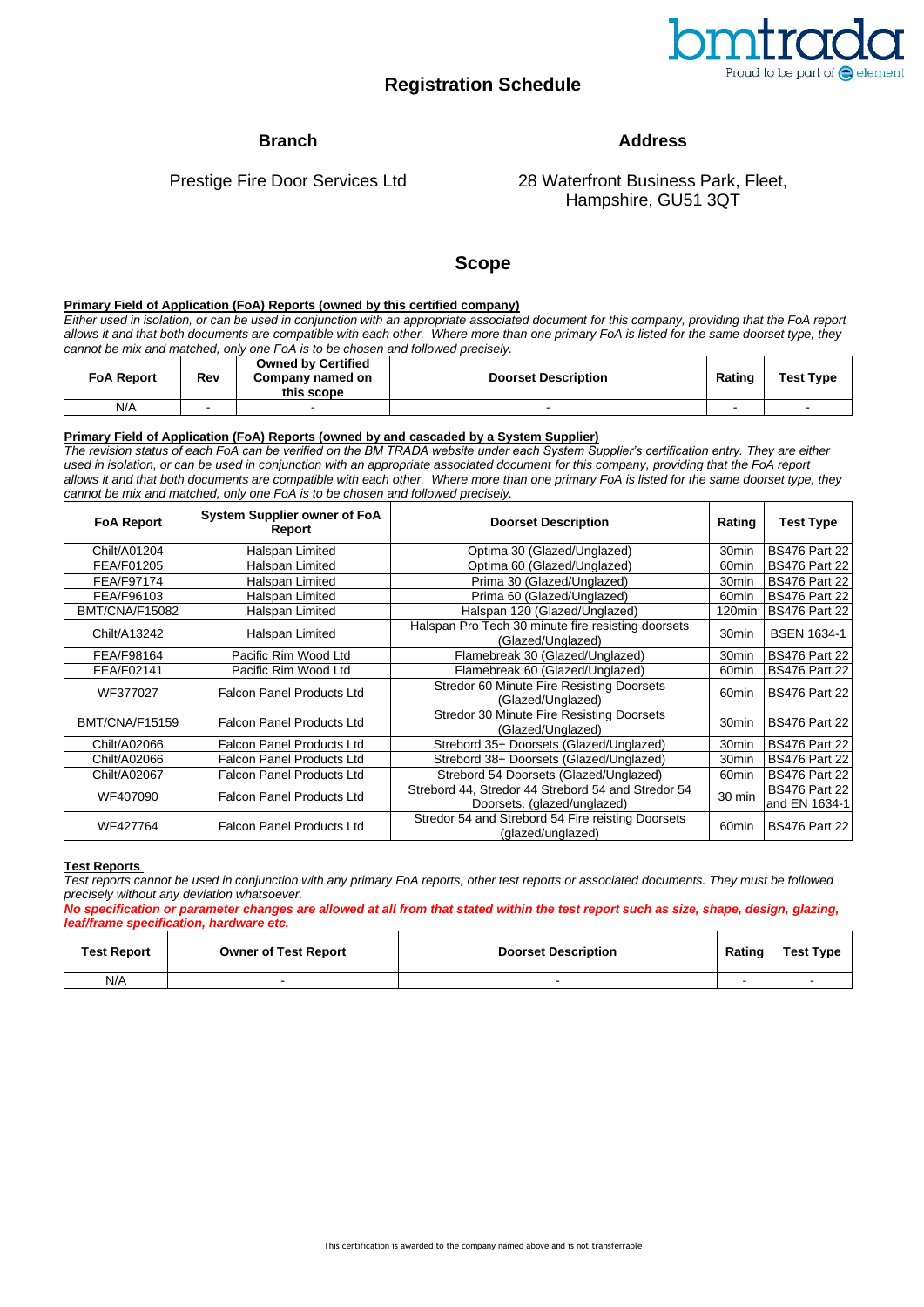# Registration Schedule

| Branch | Address |
|---|---|
| Prestige Fire Door Services Ltd | 28 Waterfront Business Park, Fleet, Hampshire, GU51 3QT |

## Scope

**Primary Field of Application (FoA) Reports (owned by this certified company)**

*Either used in isolation, or can be used in conjunction with an appropriate associated document for this company, providing that the FoA report allows it and that both documents are compatible with each other. Where more than one primary FoA is listed for the same doorset type, they cannot be mix and matched, only one FoA is to be chosen and followed precisely.*

| FoA Report | Rev | Owned by Certified Company named on this scope | Doorset Description | Rating | Test Type |
|---|---|---|---|---|---|
| N/A | - | - | - | - | - |

**Primary Field of Application (FoA) Reports (owned by and cascaded by a System Supplier)**

*The revision status of each FoA can be verified on the BM TRADA website under each System Supplier's certification entry. They are either used in isolation, or can be used in conjunction with an appropriate associated document for this company, providing that the FoA report allows it and that both documents are compatible with each other. Where more than one primary FoA is listed for the same doorset type, they cannot be mix and matched, only one FoA is to be chosen and followed precisely.*

| FoA Report | System Supplier owner of FoA Report | Doorset Description | Rating | Test Type |
|---|---|---|---|---|
| Chilt/A01204 | Halspan Limited | Optima 30 (Glazed/Unglazed) | 30min | BS476 Part 22 |
| FEA/F01205 | Halspan Limited | Optima 60 (Glazed/Unglazed) | 60min | BS476 Part 22 |
| FEA/F97174 | Halspan Limited | Prima 30 (Glazed/Unglazed) | 30min | BS476 Part 22 |
| FEA/F96103 | Halspan Limited | Prima 60 (Glazed/Unglazed) | 60min | BS476 Part 22 |
| BMT/CNA/F15082 | Halspan Limited | Halspan 120 (Glazed/Unglazed) | 120min | BS476 Part 22 |
| Chilt/A13242 | Halspan Limited | Halspan Pro Tech 30 minute fire resisting doorsets (Glazed/Unglazed) | 30min | BSEN 1634-1 |
| FEA/F98164 | Pacific Rim Wood Ltd | Flamebreak 30 (Glazed/Unglazed) | 30min | BS476 Part 22 |
| FEA/F02141 | Pacific Rim Wood Ltd | Flamebreak 60 (Glazed/Unglazed) | 60min | BS476 Part 22 |
| WF377027 | Falcon Panel Products Ltd | Stredor 60 Minute Fire Resisting Doorsets (Glazed/Unglazed) | 60min | BS476 Part 22 |
| BMT/CNA/F15159 | Falcon Panel Products Ltd | Stredor 30 Minute Fire Resisting Doorsets (Glazed/Unglazed) | 30min | BS476 Part 22 |
| Chilt/A02066 | Falcon Panel Products Ltd | Strebord 35+ Doorsets (Glazed/Unglazed) | 30min | BS476 Part 22 |
| Chilt/A02066 | Falcon Panel Products Ltd | Strebord 38+ Doorsets (Glazed/Unglazed) | 30min | BS476 Part 22 |
| Chilt/A02067 | Falcon Panel Products Ltd | Strebord 54 Doorsets (Glazed/Unglazed) | 60min | BS476 Part 22 |
| WF407090 | Falcon Panel Products Ltd | Strebord 44, Stredor 44 Strebord 54 and Stredor 54 Doorsets. (glazed/unglazed) | 30 min | BS476 Part 22 and EN 1634-1 |
| WF427764 | Falcon Panel Products Ltd | Stredor 54 and Strebord 54 Fire reisting Doorsets (glazed/unglazed) | 60min | BS476 Part 22 |

**Test Reports**

*Test reports cannot be used in conjunction with any primary FoA reports, other test reports or associated documents. They must be followed precisely without any deviation whatsoever.*

***No specification or parameter changes are allowed at all from that stated within the test report such as size, shape, design, glazing, leaf/frame specification, hardware etc.***

| Test Report | Owner of Test Report | Doorset Description | Rating | Test Type |
|---|---|---|---|---|
| N/A | - | - | - | - |

This certification is awarded to the company named above and is not transferrable